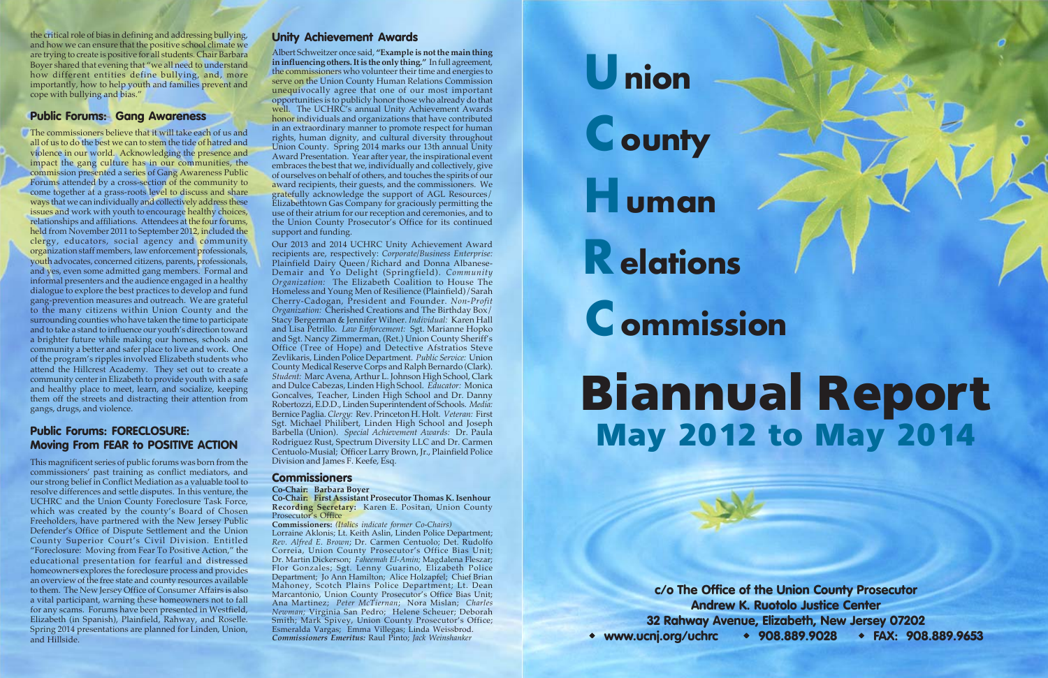the critical role of bias in defining and addressing bullying, and how we can ensure that the positive school climate we are trying to create is positive for all students. Chair Barbara Boyer shared that evening that "we all need to understand how different entities define bullying, and, more importantly, how to help youth and families prevent and cope with bullying and bias."

## Public Forums: Gang Awareness

The commissioners believe that it will take each of us and all of us to do the best we can to stem the tide of hatred and violence in our world. Acknowledging the presence and impact the gang culture has in our communities, the commission presented a series of Gang Awareness Public Forums attended by a cross-section of the community to come together at a grass-roots level to discuss and share ways that we can individually and collectively address these issues and work with youth to encourage healthy choices, relationships and affiliations. Attendees at the four forums, held from November 2011 to September 2012, included the clergy, educators, social agency and community organization staff members, law enforcement professionals, youth advocates, concerned citizens, parents, professionals, and yes, even some admitted gang members. Formal and informal presenters and the audience engaged in a healthy dialogue to explore the best practices to develop and fund gang-prevention measures and outreach. We are grateful to the many citizens within Union County and the surrounding counties who have taken the time to participate and to take a stand to influence our youth's direction toward a brighter future while making our homes, schools and community a better and safer place to live and work. One of the program's ripples involved Elizabeth students who attend the Hillcrest Academy. They set out to create a community center in Elizabeth to provide youth with a safe and healthy place to meet, learn, and socialize, keeping them off the streets and distracting their attention from gangs, drugs, and violence.

## Public Forums: FORECLOSURE: Moving From FEAR to POSITIVE ACTION

This magnificent series of public forums was born from the commissioners' past training as conflict mediators, and our strong belief in Conflict Mediation as a valuable tool to resolve differences and settle disputes. In this venture, the UCHRC and the Union County Foreclosure Task Force, which was created by the county's Board of Chosen Freeholders, have partnered with the New Jersey Public Defender's Office of Dispute Settlement and the Union County Superior Court's Civil Division. Entitled "Foreclosure: Moving from Fear To Positive Action," the educational presentation for fearful and distressed homeowners explores the foreclosure process and provides an overview of the free state and county resources available to them. The New Jersey Office of Consumer Affairs is also a vital participant, warning these homeowners not to fall for any scams. Forums have been presented in Westfield, Elizabeth (in Spanish), Plainfield, Rahway, and Roselle. Spring 2014 presentations are planned for Linden, Union, and Hillside.

## Unity Achievement Awards

Albert Schweitzer once said, **"Example is not the main thing in influencing others. It is the only thing."** In full agreement, the commissioners who volunteer their time and energies to serve on the Union County Human Relations Commission unequivocally agree that one of our most important opportunities is to publicly honor those who already do that well. The UCHRC's annual Unity Achievement Awards honor individuals and organizations that have contributed in an extraordinary manner to promote respect for human rights, human dignity, and cultural diversity throughout Union County. Spring 2014 marks our 13th annual Unity Award Presentation. Year after year, the inspirational event embraces the best that we, individually and collectively, give of ourselves on behalf of others, and touches the spirits of our award recipients, their guests, and the commissioners. We gratefully acknowledge the support of AGL Resources/ Elizabethtown Gas Company for graciously permitting the use of their atrium for our reception and ceremonies, and to the Union County Prosecutor's Office for its continued support and funding.

Our 2013 and 2014 UCHRC Unity Achievement Award recipients are, respectively: *Corporate/Business Enterprise:* Plainfield Dairy Queen/Richard and Donna Albanese-Demair and Yo Delight (Springfield). *Community Organization:* The Elizabeth Coalition to House The Homeless and Young Men of Resilience (Plainfield)/Sarah Cherry-Cadogan, President and Founder. *Non-Profit Organization:* Cherished Creations and The Birthday Box/ Stacy Bergerman & Jennifer Wilner. *Individual:* Karen Hall and Lisa Petrillo. *Law Enforcement:* Sgt. Marianne Hopko and Sgt. Nancy Zimmerman, (Ret.) Union County Sheriff's Office (Tree of Hope) and Detective Afstratios Steve Zevlikaris, Linden Police Department. *Public Service:* Union County Medical Reserve Corps and Ralph Bernardo (Clark). *Student:* Marc Avena, Arthur L. Johnson High School, Clark and Dulce Cabezas, Linden High School. *Educator:* Monica Goncalves, Teacher, Linden High School and Dr. Danny Robertozzi, E.D.D., Linden Superintendent of Schools. *Media:* Bernice Paglia. *Clergy:* Rev. Princeton H. Holt. *Veteran:* First Sgt. Michael Philibert, Linden High School and Joseph Barbella (Union). *Special Achievement Awards:* Dr. Paula Rodriguez Rust, Spectrum Diversity LLC and Dr. Carmen Centuolo-Musial; Officer Larry Brown, Jr., Plainfield Police Division and James F. Keefe, Esq.

## Commissioners

**Co-Chair: Barbara Boyer**
**Co-Chair: First Assistant Prosecutor Thomas K. Isenhour**
**Recording Secretary:** Karen E. Positan, Union County Prosecutor's Office
**Commissioners:** *(Italics indicate former Co-Chairs)*
Lorraine Aklonis; Lt. Keith Aslin, Linden Police Department; *Rev. Alfred E. Brown*; Dr. Carmen Centuolo; Det. Rudolfo Correia, Union County Prosecutor's Office Bias Unit; Dr. Martin Dickerson; *Faheemah El-Amin;* Magdalena Fleszar; Flor Gonzales; Sgt. Lenny Guarino, Elizabeth Police Department; Jo Ann Hamilton; Alice Holzapfel; Chief Brian Mahoney, Scotch Plains Police Department; Lt. Dean Marcantonio, Union County Prosecutor's Office Bias Unit; Ana Martinez; *Peter McTiernan*; Nora Mislan; *Charles Newman;* Virginia San Pedro; Helene Scheuer; Deborah Smith; Mark Spivey, Union County Prosecutor's Office; Esmeralda Vargas; Emma Villegas; Linda Weissbrod.
***Commissioners Emeritus:*** Raul Pinto; *Jack Weinshanker*

# Union County Human Relations Commission

# Biannual Report

## May 2012 to May 2014

c/o The Office of the Union County Prosecutor
Andrew K. Ruotolo Justice Center
32 Rahway Avenue, Elizabeth, New Jersey 07202
◆ www.ucnj.org/uchrc ◆ 908.889.9028 ◆ FAX: 908.889.9653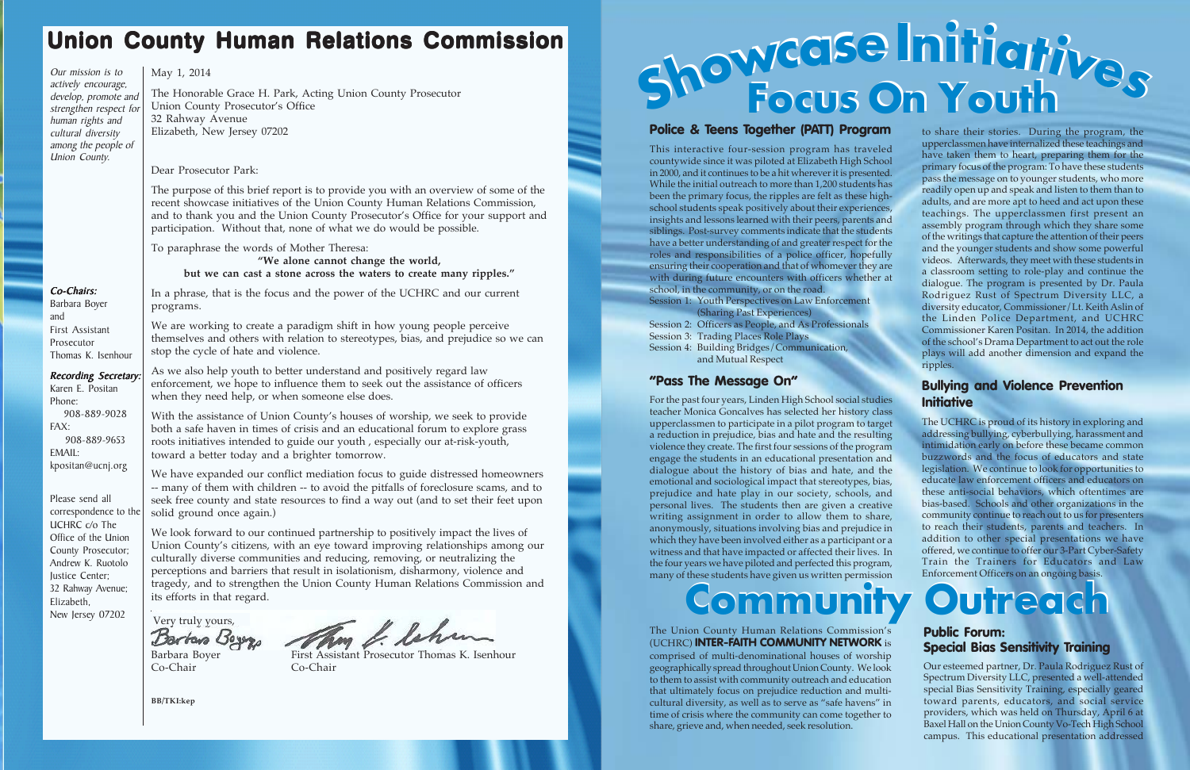# Union County Human Relations Commission

*Our mission is to actively encourage, develop, promote and strengthen respect for human rights and cultural diversity among the people of Union County.*

***Co-Chairs:***
Barbara Boyer
and
First Assistant Prosecutor
Thomas K. Isenhour

***Recording Secretary:***
Karen E. Positan
Phone:
908-889-9028
FAX:
908-889-9653
EMAIL:
kpositan@ucnj.org

Please send all correspondence to the UCHRC c/o The Office of the Union County Prosecutor; Andrew K. Ruotolo Justice Center; 32 Rahway Avenue; Elizabeth, New Jersey 07202

May 1, 2014

The Honorable Grace H. Park, Acting Union County Prosecutor
Union County Prosecutor's Office
32 Rahway Avenue
Elizabeth, New Jersey 07202

Dear Prosecutor Park:

The purpose of this brief report is to provide you with an overview of some of the recent showcase initiatives of the Union County Human Relations Commission, and to thank you and the Union County Prosecutor's Office for your support and participation. Without that, none of what we do would be possible.

To paraphrase the words of Mother Theresa:

**"We alone cannot change the world,
but we can cast a stone across the waters to create many ripples."**

In a phrase, that is the focus and the power of the UCHRC and our current programs.

We are working to create a paradigm shift in how young people perceive themselves and others with relation to stereotypes, bias, and prejudice so we can stop the cycle of hate and violence.

As we also help youth to better understand and positively regard law enforcement, we hope to influence them to seek out the assistance of officers when they need help, or when someone else does.

With the assistance of Union County's houses of worship, we seek to provide both a safe haven in times of crisis and an educational forum to explore grass roots initiatives intended to guide our youth , especially our at-risk-youth, toward a better today and a brighter tomorrow.

We have expanded our conflict mediation focus to guide distressed homeowners -- many of them with children -- to avoid the pitfalls of foreclosure scams, and to seek free county and state resources to find a way out (and to set their feet upon solid ground once again.)

We look forward to our continued partnership to positively impact the lives of Union County's citizens, with an eye toward improving relationships among our culturally diverse communities and reducing, removing, or neutralizing the perceptions and barriers that result in isolationism, disharmony, violence and tragedy, and to strengthen the Union County Human Relations Commission and its efforts in that regard.

Very truly yours,

Barbara Boyer
Co-Chair

First Assistant Prosecutor Thomas K. Isenhour
Co-Chair

BB/TKI:kep

# Showcase Initiatives
## Focus On Youth

### Police & Teens Together (PATT) Program

This interactive four-session program has traveled countywide since it was piloted at Elizabeth High School in 2000, and it continues to be a hit wherever it is presented. While the initial outreach to more than 1,200 students has been the primary focus, the ripples are felt as these high-school students speak positively about their experiences, insights and lessons learned with their peers, parents and siblings. Post-survey comments indicate that the students have a better understanding of and greater respect for the roles and responsibilities of a police officer, hopefully ensuring their cooperation and that of whomever they are with during future encounters with officers whether at school, in the community, or on the road.

Session 1: Youth Perspectives on Law Enforcement (Sharing Past Experiences)
Session 2: Officers as People, and As Professionals
Session 3: Trading Places Role Plays
Session 4: Building Bridges/Communication, and Mutual Respect

### "Pass The Message On"

For the past four years, Linden High School social studies teacher Monica Goncalves has selected her history class upperclassmen to participate in a pilot program to target a reduction in prejudice, bias and hate and the resulting violence they create. The first four sessions of the program engage the students in an educational presentation and dialogue about the history of bias and hate, and the emotional and sociological impact that stereotypes, bias, prejudice and hate play in our society, schools, and personal lives. The students then are given a creative writing assignment in order to allow them to share, anonymously, situations involving bias and prejudice in which they have been involved either as a participant or a witness and that have impacted or affected their lives. In the four years we have piloted and perfected this program, many of these students have given us written permission to share their stories. During the program, the upperclassmen have internalized these teachings and have taken them to heart, preparing them for the primary focus of the program: To have these students pass the message on to younger students, who more readily open up and speak and listen to them than to adults, and are more apt to heed and act upon these teachings. The upperclassmen first present an assembly program through which they share some of the writings that capture the attention of their peers and the younger students and show some powerful videos. Afterwards, they meet with these students in a classroom setting to role-play and continue the dialogue. The program is presented by Dr. Paula Rodriguez Rust of Spectrum Diversity LLC, a diversity educator, Commissioner/Lt. Keith Aslin of the Linden Police Department, and UCHRC Commissioner Karen Positan. In 2014, the addition of the school's Drama Department to act out the role plays will add another dimension and expand the ripples.

### Bullying and Violence Prevention Initiative

The UCHRC is proud of its history in exploring and addressing bullying, cyberbullying, harassment and intimidation early on before these became common buzzwords and the focus of educators and state legislation. We continue to look for opportunities to educate law enforcement officers and educators on these anti-social behaviors, which oftentimes are bias-based. Schools and other organizations in the community continue to reach out to us for presenters to reach their students, parents and teachers. In addition to other special presentations we have offered, we continue to offer our 3-Part Cyber-Safety Train the Trainers for Educators and Law Enforcement Officers on an ongoing basis.

# Community Outreach

The Union County Human Relations Commission's (UCHRC) **INTER-FAITH COMMUNITY NETWORK** is comprised of multi-denominational houses of worship geographically spread throughout Union County. We look to them to assist with community outreach and education that ultimately focus on prejudice reduction and multi-cultural diversity, as well as to serve as "safe havens" in time of crisis where the community can come together to share, grieve and, when needed, seek resolution.

### Public Forum: Special Bias Sensitivity Training

Our esteemed partner, Dr. Paula Rodriguez Rust of Spectrum Diversity LLC, presented a well-attended special Bias Sensitivity Training, especially geared toward parents, educators, and social service providers, which was held on Thursday, April 6 at Baxel Hall on the Union County Vo-Tech High School campus. This educational presentation addressed